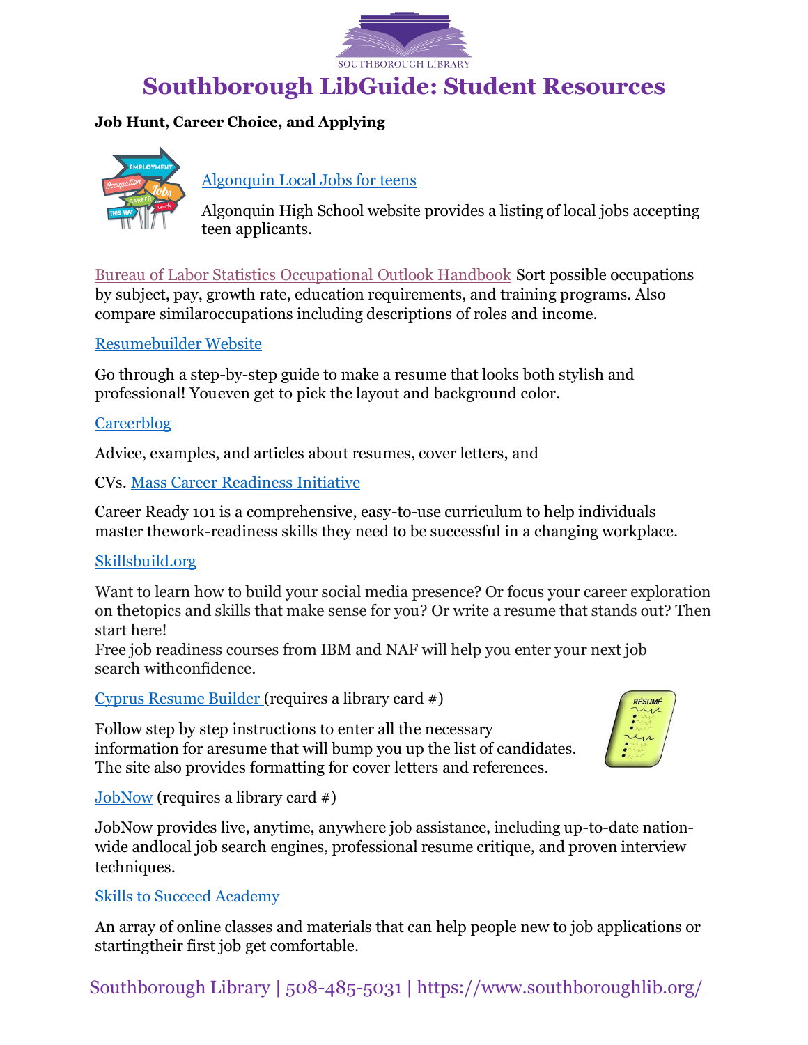# Southborough LibGuide: Student Resources

**Job Hunt, Career Choice, and Applying**

[Algonquin Local Jobs for teens](#)

Algonquin High School website provides a listing of local jobs accepting teen applicants.

[Bureau of Labor Statistics Occupational Outlook Handbook](#) Sort possible occupations by subject, pay, growth rate, education requirements, and training programs. Also compare similaroccupations including descriptions of roles and income.

[Resumebuilder Website](#)

Go through a step-by-step guide to make a resume that looks both stylish and professional! Youeven get to pick the layout and background color.

[Careerblog](#)

Advice, examples, and articles about resumes, cover letters, and CVs.

[Mass Career Readiness Initiative](#)

Career Ready 101 is a comprehensive, easy-to-use curriculum to help individuals master thework-readiness skills they need to be successful in a changing workplace.

[Skillsbuild.org](#)

Want to learn how to build your social media presence? Or focus your career exploration on thetopics and skills that make sense for you? Or write a resume that stands out? Then start here!
Free job readiness courses from IBM and NAF will help you enter your next job search withconfidence.

[Cyprus Resume Builder](#) (requires a library card #)

Follow step by step instructions to enter all the necessary information for aresume that will bump you up the list of candidates. The site also provides formatting for cover letters and references.

[JobNow](#) (requires a library card #)

JobNow provides live, anytime, anywhere job assistance, including up-to-date nation-wide andlocal job search engines, professional resume critique, and proven interview techniques.

[Skills to Succeed Academy](#)

An array of online classes and materials that can help people new to job applications or startingtheir first job get comfortable.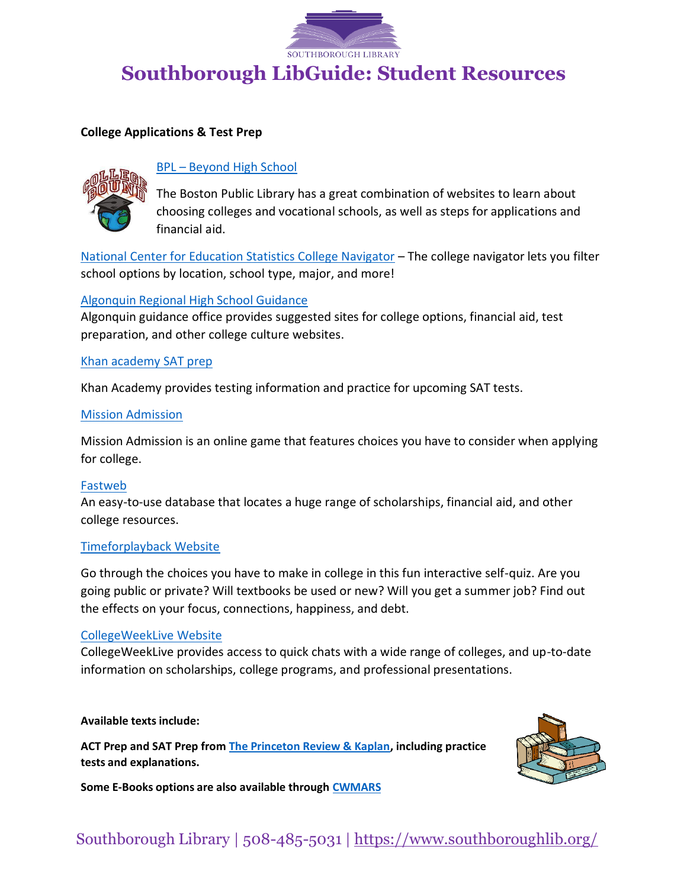# Southborough LibGuide: Student Resources

**College Applications & Test Prep**

[BPL – Beyond High School](#)

The Boston Public Library has a great combination of websites to learn about choosing colleges and vocational schools, as well as steps for applications and financial aid.

National Center for Education Statistics College Navigator – The college navigator lets you filter school options by location, school type, major, and more!

Algonquin Regional High School Guidance
Algonquin guidance office provides suggested sites for college options, financial aid, test preparation, and other college culture websites.

Khan academy SAT prep

Khan Academy provides testing information and practice for upcoming SAT tests.

Mission Admission

Mission Admission is an online game that features choices you have to consider when applying for college.

Fastweb
An easy-to-use database that locates a huge range of scholarships, financial aid, and other college resources.

Timeforplayback Website

Go through the choices you have to make in college in this fun interactive self-quiz. Are you going public or private? Will textbooks be used or new? Will you get a summer job? Find out the effects on your focus, connections, happiness, and debt.

CollegeWeekLive Website
CollegeWeekLive provides access to quick chats with a wide range of colleges, and up-to-date information on scholarships, college programs, and professional presentations.

**Available texts include:**

**ACT Prep and SAT Prep from The Princeton Review & Kaplan, including practice tests and explanations.**

**Some E-Books options are also available through CWMARS**

Southborough Library | 508-485-5031 | https://www.southboroughlib.org/